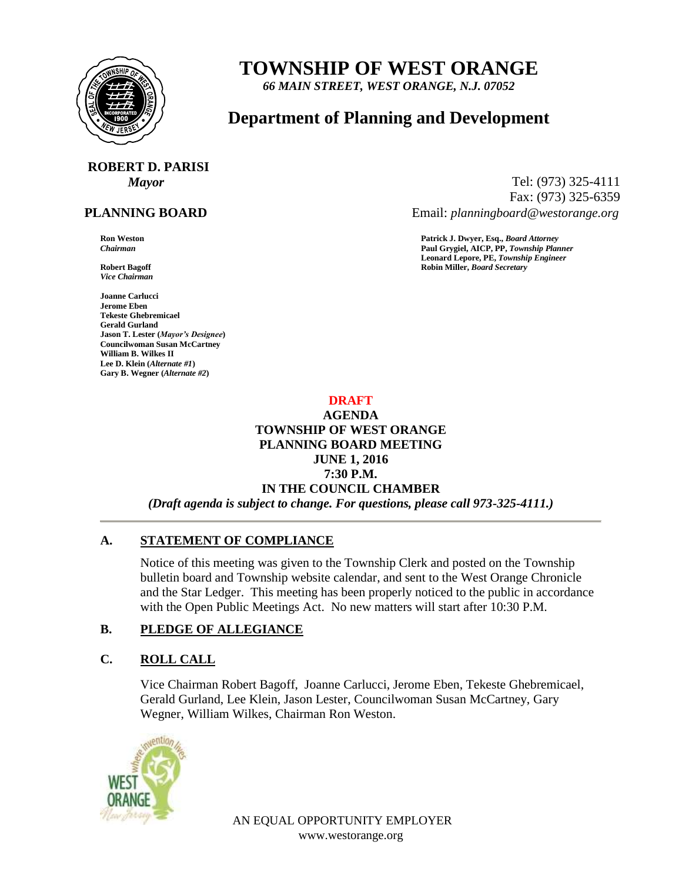# TOWNSHIP OF WEST ORANGE

*66 MAIN STREET, WEST ORANGE, N.J. 07052*

## Department of Planning and Development

**ROBERT D. PARISI**
*Mayor*

Tel: (973) 325-4111
Fax: (973) 325-6359
Email: *planningboard@westorange.org*

**PLANNING BOARD**

**Ron Weston**
*Chairman*

**Robert Bagoff**
*Vice Chairman*

**Joanne Carlucci**
**Jerome Eben**
**Tekeste Ghebremicael**
**Gerald Gurland**
**Jason T. Lester (*Mayor's Designee*)**
**Councilwoman Susan McCartney**
**William B. Wilkes II**
**Lee D. Klein (*Alternate #1*)**
**Gary B. Wegner (*Alternate #2*)**

**Patrick J. Dwyer, Esq., *Board Attorney***
**Paul Grygiel, AICP, PP, *Township Planner***
**Leonard Lepore, PE, *Township Engineer***
**Robin Miller, *Board Secretary***

**DRAFT**
**AGENDA**
**TOWNSHIP OF WEST ORANGE**
**PLANNING BOARD MEETING**
**JUNE 1, 2016**
**7:30 P.M.**
**IN THE COUNCIL CHAMBER**
***(Draft agenda is subject to change. For questions, please call 973-325-4111.)***

---

### A. STATEMENT OF COMPLIANCE

Notice of this meeting was given to the Township Clerk and posted on the Township bulletin board and Township website calendar, and sent to the West Orange Chronicle and the Star Ledger. This meeting has been properly noticed to the public in accordance with the Open Public Meetings Act. No new matters will start after 10:30 P.M.

### B. PLEDGE OF ALLEGIANCE

### C. ROLL CALL

Vice Chairman Robert Bagoff, Joanne Carlucci, Jerome Eben, Tekeste Ghebremicael, Gerald Gurland, Lee Klein, Jason Lester, Councilwoman Susan McCartney, Gary Wegner, William Wilkes, Chairman Ron Weston.

AN EQUAL OPPORTUNITY EMPLOYER
www.westorange.org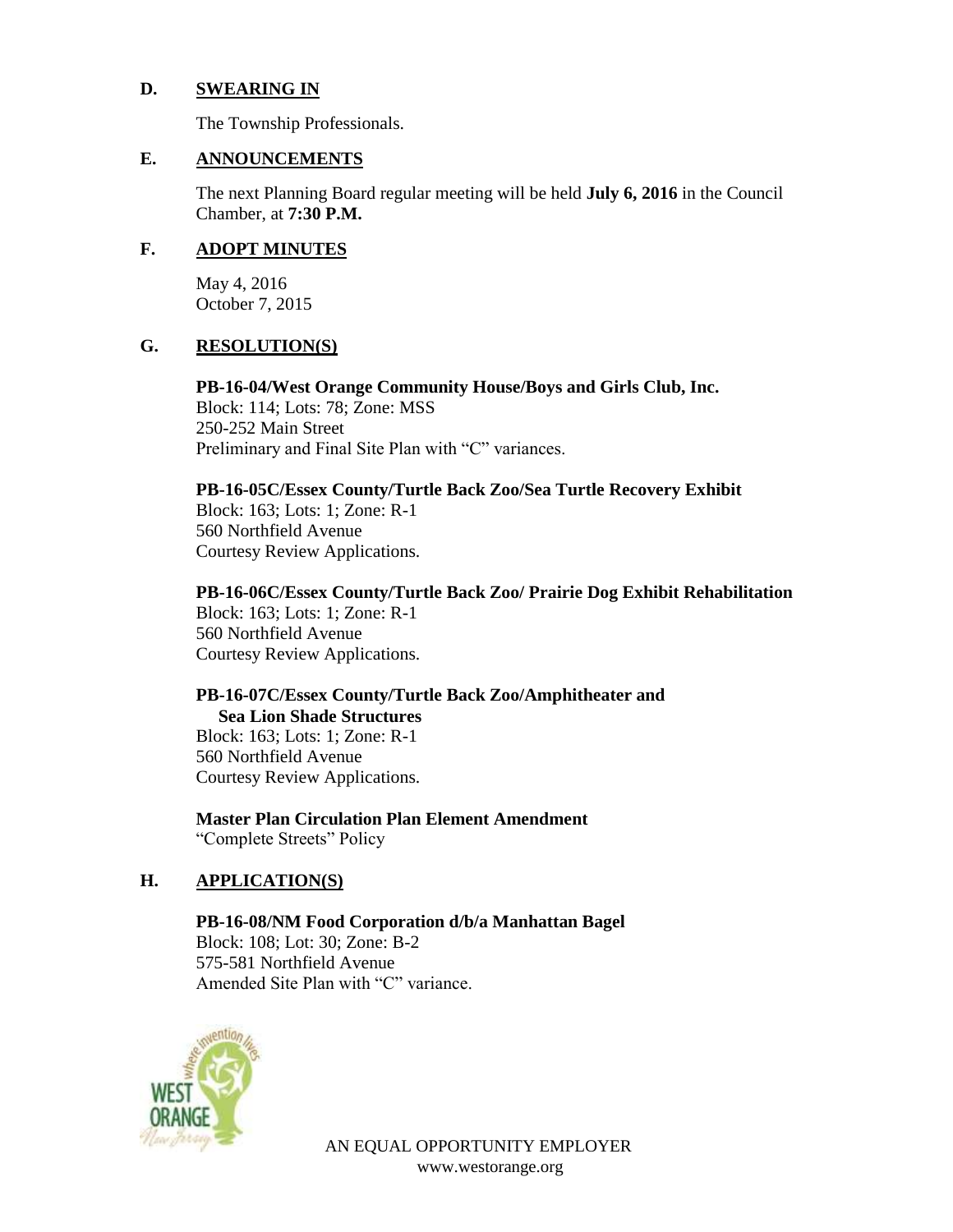## D. SWEARING IN

The Township Professionals.

## E. ANNOUNCEMENTS

The next Planning Board regular meeting will be held **July 6, 2016** in the Council Chamber, at **7:30 P.M.**

## F. ADOPT MINUTES

May 4, 2016
October 7, 2015

## G. RESOLUTION(S)

**PB-16-04/West Orange Community House/Boys and Girls Club, Inc.**
Block: 114; Lots: 78; Zone: MSS
250-252 Main Street
Preliminary and Final Site Plan with "C" variances.

**PB-16-05C/Essex County/Turtle Back Zoo/Sea Turtle Recovery Exhibit**
Block: 163; Lots: 1; Zone: R-1
560 Northfield Avenue
Courtesy Review Applications.

**PB-16-06C/Essex County/Turtle Back Zoo/ Prairie Dog Exhibit Rehabilitation**
Block: 163; Lots: 1; Zone: R-1
560 Northfield Avenue
Courtesy Review Applications.

**PB-16-07C/Essex County/Turtle Back Zoo/Amphitheater and Sea Lion Shade Structures**
Block: 163; Lots: 1; Zone: R-1
560 Northfield Avenue
Courtesy Review Applications.

**Master Plan Circulation Plan Element Amendment**
"Complete Streets" Policy

## H. APPLICATION(S)

**PB-16-08/NM Food Corporation d/b/a Manhattan Bagel**
Block: 108; Lot: 30; Zone: B-2
575-581 Northfield Avenue
Amended Site Plan with "C" variance.

AN EQUAL OPPORTUNITY EMPLOYER
www.westorange.org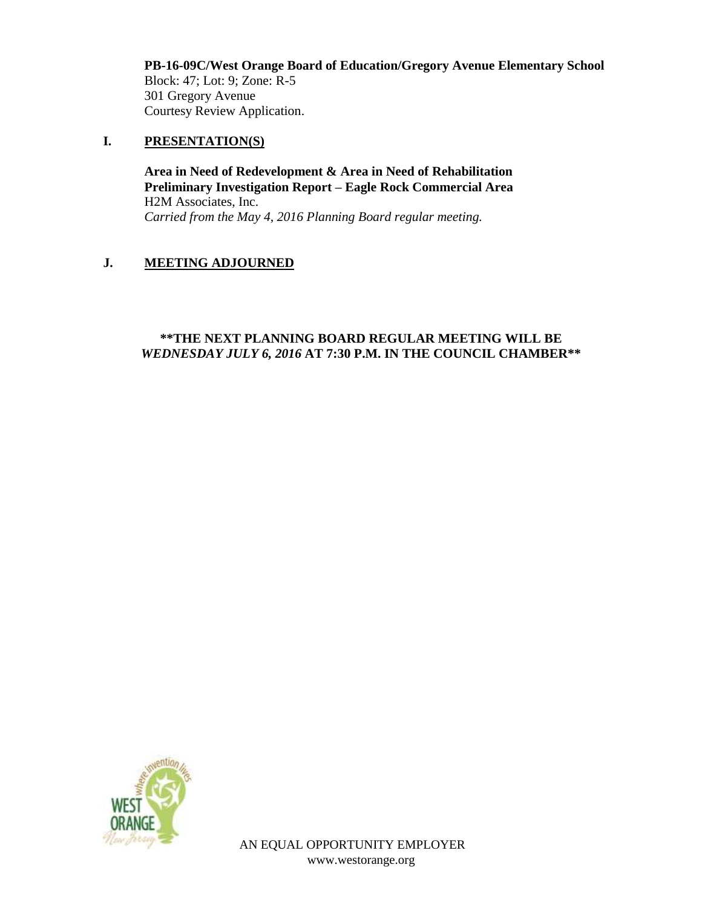**PB-16-09C/West Orange Board of Education/Gregory Avenue Elementary School**
Block: 47; Lot: 9; Zone: R-5
301 Gregory Avenue
Courtesy Review Application.

## I. PRESENTATION(S)

**Area in Need of Redevelopment & Area in Need of Rehabilitation**
**Preliminary Investigation Report – Eagle Rock Commercial Area**
H2M Associates, Inc.
*Carried from the May 4, 2016 Planning Board regular meeting.*

## J. MEETING ADJOURNED

**\*\*THE NEXT PLANNING BOARD REGULAR MEETING WILL BE *WEDNESDAY JULY 6, 2016* AT 7:30 P.M. IN THE COUNCIL CHAMBER\*\***

AN EQUAL OPPORTUNITY EMPLOYER
www.westorange.org